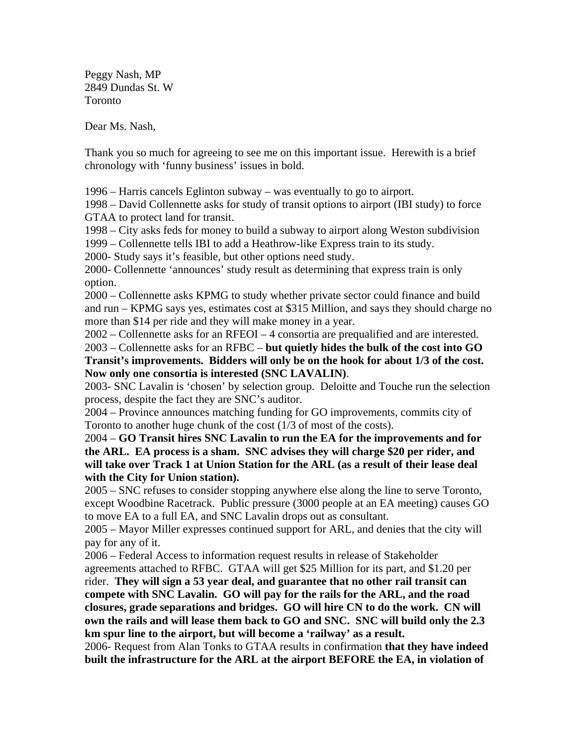Peggy Nash, MP
2849 Dundas St. W
Toronto

Dear Ms. Nash,

Thank you so much for agreeing to see me on this important issue. Herewith is a brief chronology with 'funny business' issues in bold.

1996 – Harris cancels Eglinton subway – was eventually to go to airport.
1998 – David Collennette asks for study of transit options to airport (IBI study) to force GTAA to protect land for transit.
1998 – City asks feds for money to build a subway to airport along Weston subdivision
1999 – Collennette tells IBI to add a Heathrow-like Express train to its study.
2000- Study says it's feasible, but other options need study.
2000- Collennette 'announces' study result as determining that express train is only option.
2000 – Collennette asks KPMG to study whether private sector could finance and build and run – KPMG says yes, estimates cost at $315 Million, and says they should charge no more than $14 per ride and they will make money in a year.
2002 – Collennette asks for an RFEOI – 4 consortia are prequalified and are interested.
2003 – Collennette asks for an RFBC – **but quietly hides the bulk of the cost into GO Transit's improvements. Bidders will only be on the hook for about 1/3 of the cost. Now only one consortia is interested (SNC LAVALIN)**.
2003- SNC Lavalin is 'chosen' by selection group. Deloitte and Touche run the selection process, despite the fact they are SNC's auditor.
2004 – Province announces matching funding for GO improvements, commits city of Toronto to another huge chunk of the cost (1/3 of most of the costs).
2004 – **GO Transit hires SNC Lavalin to run the EA for the improvements and for the ARL. EA process is a sham. SNC advises they will charge $20 per rider, and will take over Track 1 at Union Station for the ARL (as a result of their lease deal with the City for Union station).**
2005 – SNC refuses to consider stopping anywhere else along the line to serve Toronto, except Woodbine Racetrack. Public pressure (3000 people at an EA meeting) causes GO to move EA to a full EA, and SNC Lavalin drops out as consultant.
2005 – Mayor Miller expresses continued support for ARL, and denies that the city will pay for any of it.
2006 – Federal Access to information request results in release of Stakeholder agreements attached to RFBC. GTAA will get $25 Million for its part, and $1.20 per rider. **They will sign a 53 year deal, and guarantee that no other rail transit can compete with SNC Lavalin. GO will pay for the rails for the ARL, and the road closures, grade separations and bridges. GO will hire CN to do the work. CN will own the rails and will lease them back to GO and SNC. SNC will build only the 2.3 km spur line to the airport, but will become a 'railway' as a result.**
2006- Request from Alan Tonks to GTAA results in confirmation **that they have indeed built the infrastructure for the ARL at the airport BEFORE the EA, in violation of**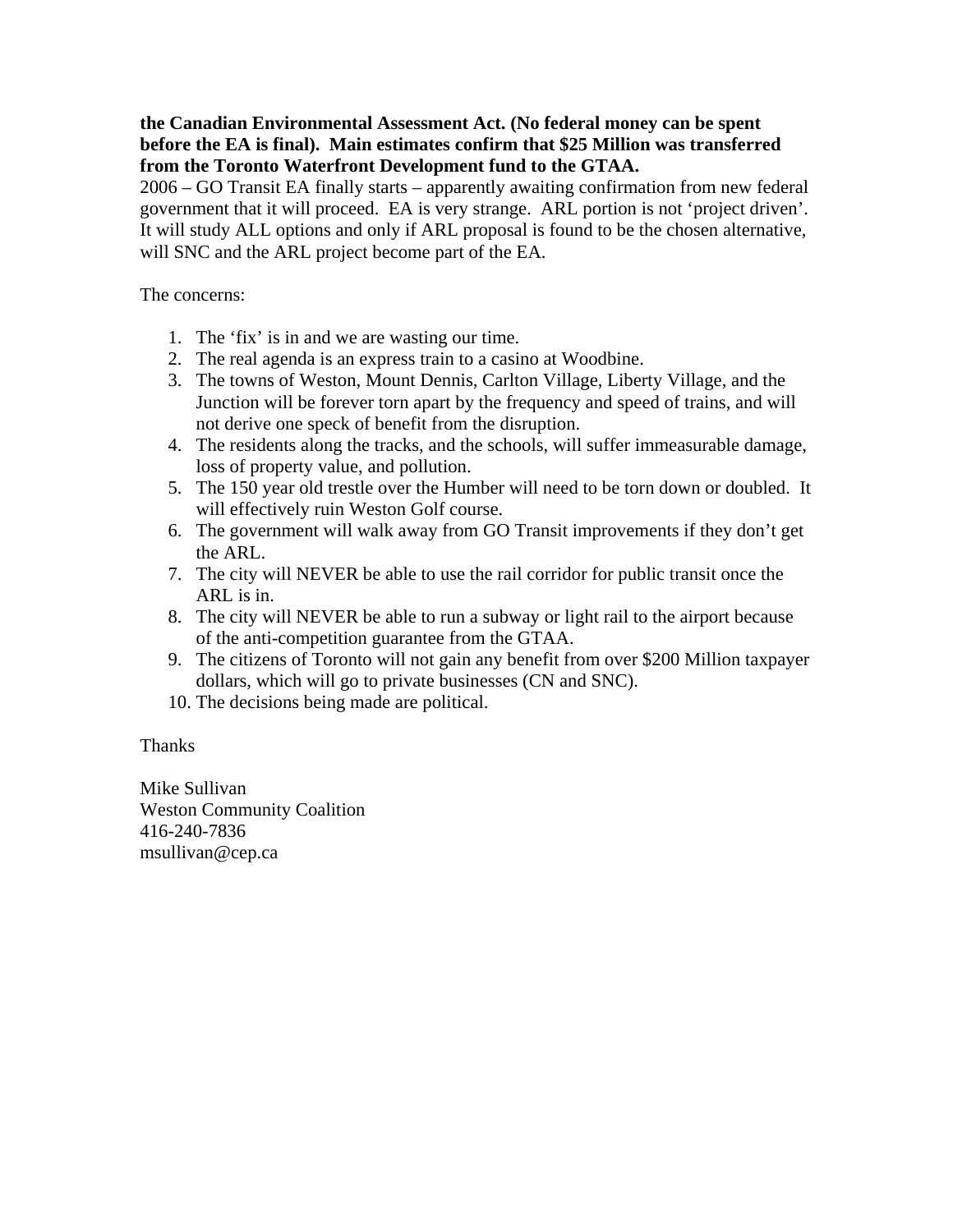**the Canadian Environmental Assessment Act. (No federal money can be spent before the EA is final). Main estimates confirm that $25 Million was transferred from the Toronto Waterfront Development fund to the GTAA.**

2006 – GO Transit EA finally starts – apparently awaiting confirmation from new federal government that it will proceed. EA is very strange. ARL portion is not 'project driven'. It will study ALL options and only if ARL proposal is found to be the chosen alternative, will SNC and the ARL project become part of the EA.

The concerns:

1. The 'fix' is in and we are wasting our time.
2. The real agenda is an express train to a casino at Woodbine.
3. The towns of Weston, Mount Dennis, Carlton Village, Liberty Village, and the Junction will be forever torn apart by the frequency and speed of trains, and will not derive one speck of benefit from the disruption.
4. The residents along the tracks, and the schools, will suffer immeasurable damage, loss of property value, and pollution.
5. The 150 year old trestle over the Humber will need to be torn down or doubled. It will effectively ruin Weston Golf course.
6. The government will walk away from GO Transit improvements if they don't get the ARL.
7. The city will NEVER be able to use the rail corridor for public transit once the ARL is in.
8. The city will NEVER be able to run a subway or light rail to the airport because of the anti-competition guarantee from the GTAA.
9. The citizens of Toronto will not gain any benefit from over $200 Million taxpayer dollars, which will go to private businesses (CN and SNC).
10. The decisions being made are political.

Thanks

Mike Sullivan
Weston Community Coalition
416-240-7836
msullivan@cep.ca